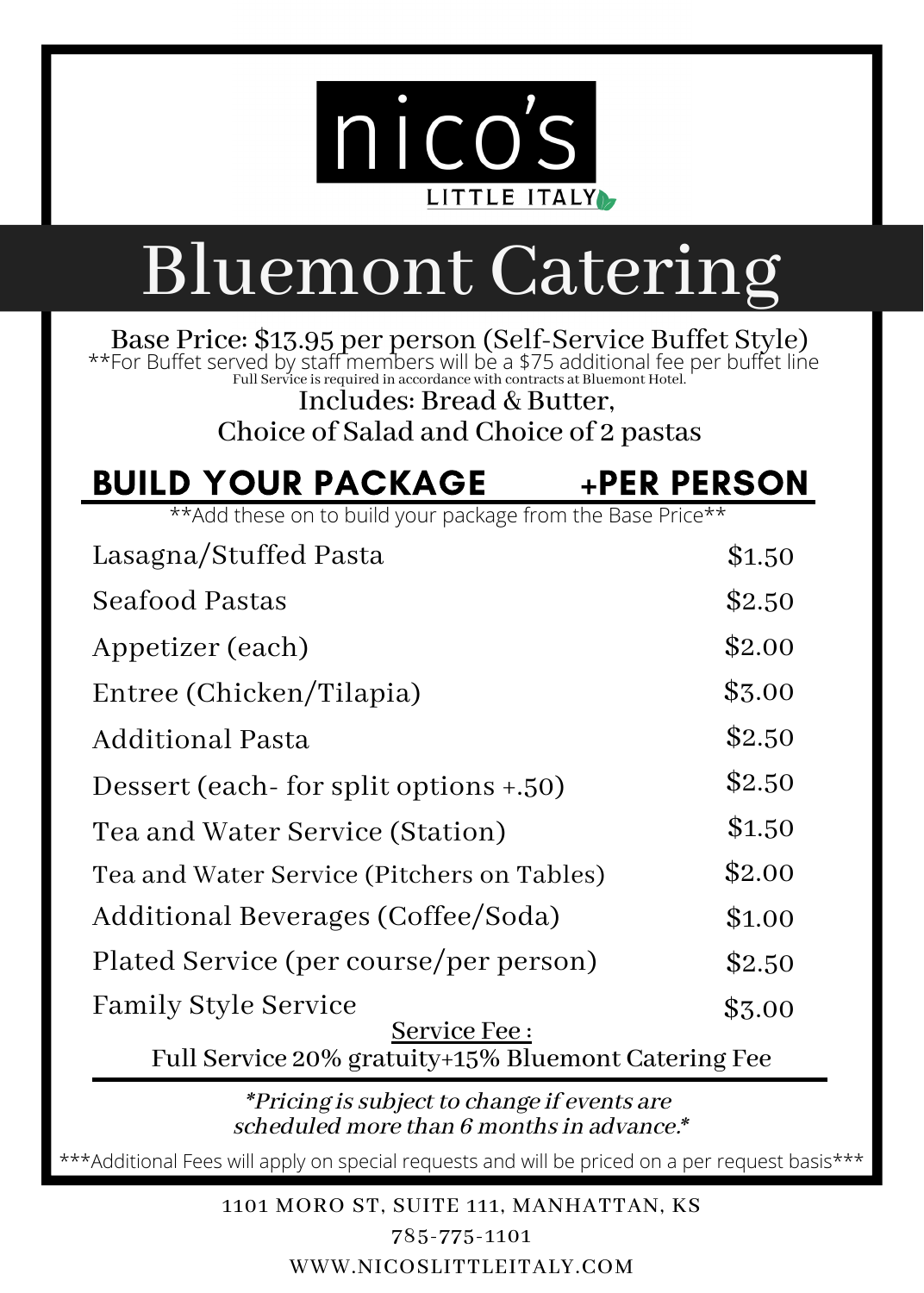nico's

LITTLE ITALY

# Bluemont Catering

Base Price: $13.95 per person (Self-Service Buffet Style)

**For Buffet served by staff members will be a $75 additional fee per buffet line

Full Service is required in accordance with contracts at Bluemont Hotel.

Includes: Bread & Butter,
Choice of Salad and Choice of 2 pastas

| BUILD YOUR PACKAGE | +PER PERSON |
|---|---|
| Lasagna/Stuffed Pasta | $1.50 |
| Seafood Pastas | $2.50 |
| Appetizer (each) | $2.00 |
| Entree (Chicken/Tilapia) | $3.00 |
| Additional Pasta | $2.50 |
| Dessert (each- for split options +.50) | $2.50 |
| Tea and Water Service (Station) | $1.50 |
| Tea and Water Service (Pitchers on Tables) | $2.00 |
| Additional Beverages (Coffee/Soda) | $1.00 |
| Plated Service (per course/per person) | $2.50 |
| Family Style Service | $3.00 |

**Add these on to build your package from the Base Price**

Service Fee :

Full Service 20% gratuity+15% Bluemont Catering Fee

*\*Pricing is subject to change if events are scheduled more than 6 months in advance.\**

***Additional Fees will apply on special requests and will be priced on a per request basis***

1101 MORO ST, SUITE 111, MANHATTAN, KS

785-775-1101

WWW.NICOSLITTLEITALY.COM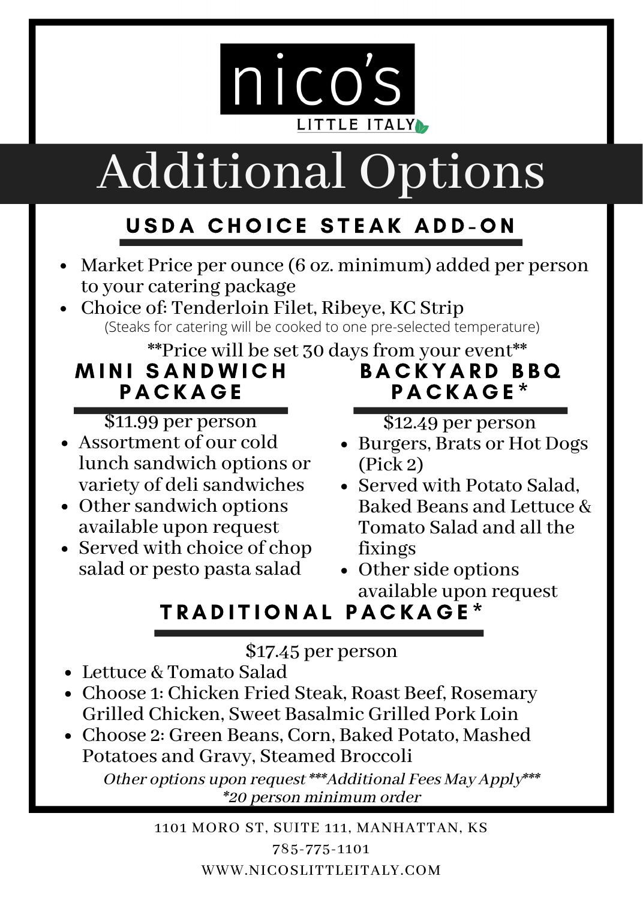nico's

LITTLE ITALY

# Additional Options

## USDA CHOICE STEAK ADD-ON

- Market Price per ounce (6 oz. minimum) added per person to your catering package
- Choice of: Tenderloin Filet, Ribeye, KC Strip

(Steaks for catering will be cooked to one pre-selected temperature)

**Price will be set 30 days from your event**

## MINI SANDWICH PACKAGE

$11.99 per person

- Assortment of our cold lunch sandwich options or variety of deli sandwiches
- Other sandwich options available upon request
- Served with choice of chop salad or pesto pasta salad

## BACKYARD BBQ PACKAGE*

$12.49 per person

- Burgers, Brats or Hot Dogs (Pick 2)
- Served with Potato Salad, Baked Beans and Lettuce & Tomato Salad and all the fixings
- Other side options available upon request

## TRADITIONAL PACKAGE*

$17.45 per person

- Lettuce & Tomato Salad
- Choose 1: Chicken Fried Steak, Roast Beef, Rosemary Grilled Chicken, Sweet Basalmic Grilled Pork Loin
- Choose 2: Green Beans, Corn, Baked Potato, Mashed Potatoes and Gravy, Steamed Broccoli

*Other options upon request ***Additional Fees May Apply****

**20 person minimum order*

1101 MORO ST, SUITE 111, MANHATTAN, KS

785-775-1101

WWW.NICOSLITTLEITALY.COM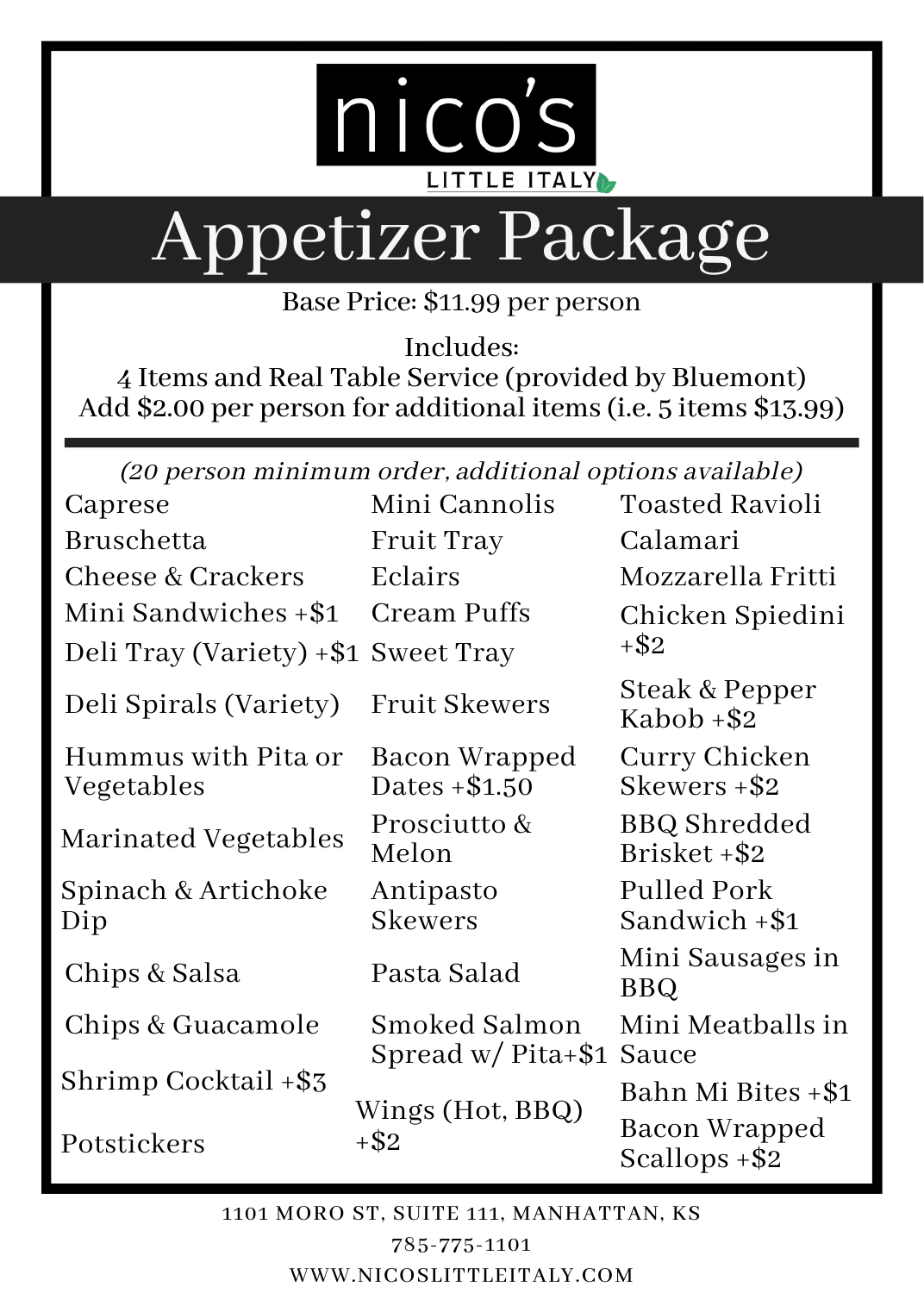# nico's

LITTLE ITALY

# Appetizer Package

Base Price: $11.99 per person

Includes:
4 Items and Real Table Service (provided by Bluemont)
Add $2.00 per person for additional items (i.e. 5 items $13.99)

---

*(20 person minimum order, additional options available)*

| | | |
|---|---|---|
| Caprese | Mini Cannolis | Toasted Ravioli |
| Bruschetta | Fruit Tray | Calamari |
| Cheese & Crackers | Eclairs | Mozzarella Fritti |
| Mini Sandwiches +$1 | Cream Puffs | Chicken Spiedini +$2 |
| Deli Tray (Variety) +$1 | Sweet Tray | |
| Deli Spirals (Variety) | Fruit Skewers | Steak & Pepper Kabob +$2 |
| Hummus with Pita or Vegetables | Bacon Wrapped Dates +$1.50 | Curry Chicken Skewers +$2 |
| Marinated Vegetables | Prosciutto & Melon | BBQ Shredded Brisket +$2 |
| Spinach & Artichoke Dip | Antipasto Skewers | Pulled Pork Sandwich +$1 |
| Chips & Salsa | Pasta Salad | Mini Sausages in BBQ |
| Chips & Guacamole | Smoked Salmon Spread w/ Pita+$1 | Mini Meatballs in Sauce |
| Shrimp Cocktail +$3 | Wings (Hot, BBQ) +$2 | Bahn Mi Bites +$1 |
| Potstickers | | Bacon Wrapped Scallops +$2 |

1101 MORO ST, SUITE 111, MANHATTAN, KS

785-775-1101

WWW.NICOSLITTLEITALY.COM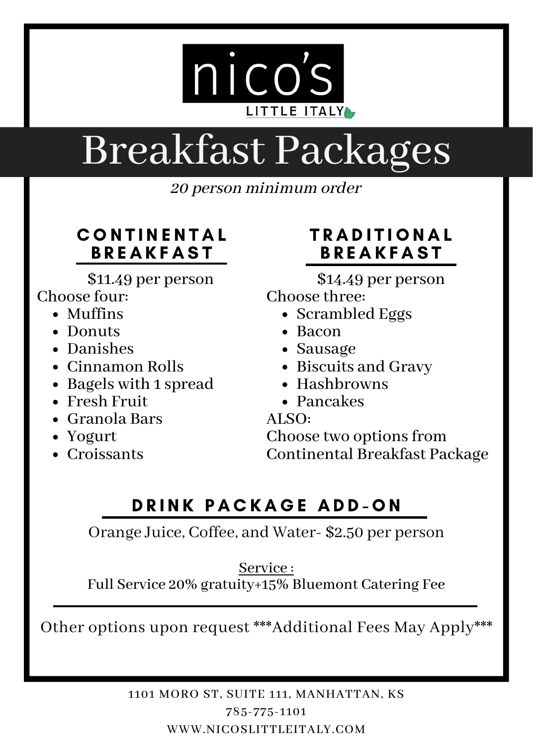nico's

LITTLE ITALY

# Breakfast Packages

*20 person minimum order*

## CONTINENTAL BREAKFAST

$11.49 per person

Choose four:

- Muffins
- Donuts
- Danishes
- Cinnamon Rolls
- Bagels with 1 spread
- Fresh Fruit
- Granola Bars
- Yogurt
- Croissants

## TRADITIONAL BREAKFAST

$14.49 per person

Choose three:

- Scrambled Eggs
- Bacon
- Sausage
- Biscuits and Gravy
- Hashbrowns
- Pancakes

ALSO:
Choose two options from Continental Breakfast Package

## DRINK PACKAGE ADD-ON

Orange Juice, Coffee, and Water- $2.50 per person

Service :
Full Service 20% gratuity+15% Bluemont Catering Fee

---

Other options upon request ***Additional Fees May Apply***

1101 MORO ST, SUITE 111, MANHATTAN, KS
785-775-1101
WWW.NICOSLITTLEITALY.COM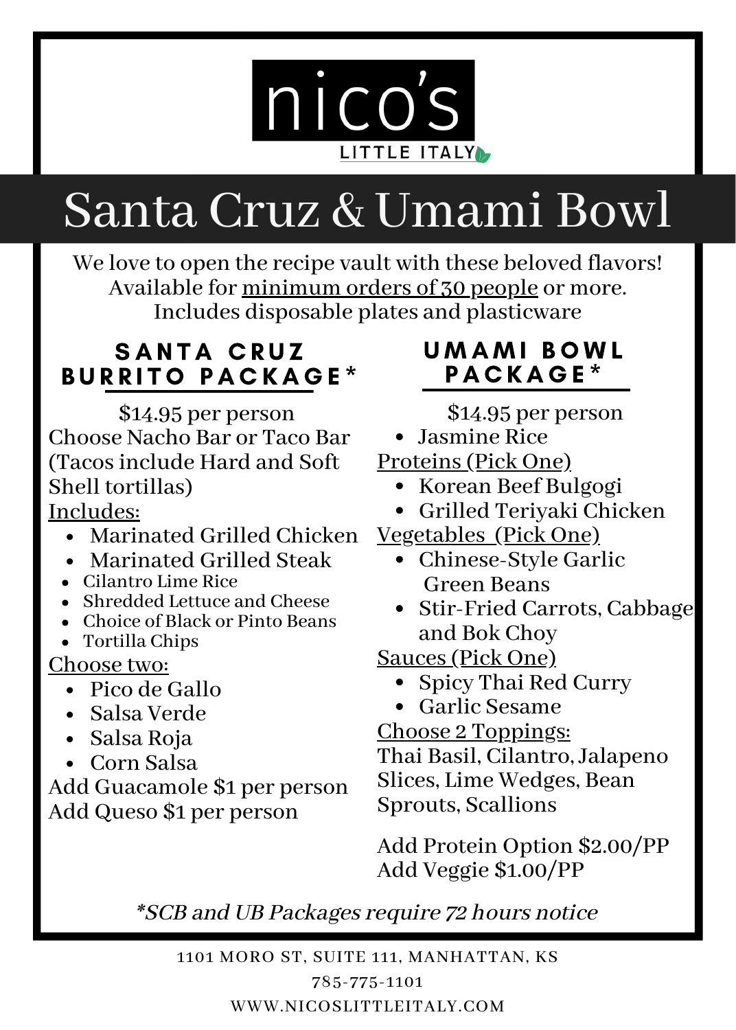nico's

LITTLE ITALY

# Santa Cruz & Umami Bowl

We love to open the recipe vault with these beloved flavors!
Available for minimum orders of 30 people or more.
Includes disposable plates and plasticware

## SANTA CRUZ BURRITO PACKAGE*

$14.95 per person

Choose Nacho Bar or Taco Bar (Tacos include Hard and Soft Shell tortillas)

Includes:

- Marinated Grilled Chicken
- Marinated Grilled Steak
- Cilantro Lime Rice
- Shredded Lettuce and Cheese
- Choice of Black or Pinto Beans
- Tortilla Chips

Choose two:

- Pico de Gallo
- Salsa Verde
- Salsa Roja
- Corn Salsa

Add Guacamole $1 per person
Add Queso $1 per person

## UMAMI BOWL PACKAGE*

$14.95 per person

- Jasmine Rice

Proteins (Pick One)

- Korean Beef Bulgogi
- Grilled Teriyaki Chicken

Vegetables (Pick One)

- Chinese-Style Garlic Green Beans
- Stir-Fried Carrots, Cabbage and Bok Choy

Sauces (Pick One)

- Spicy Thai Red Curry
- Garlic Sesame

Choose 2 Toppings:
Thai Basil, Cilantro, Jalapeno Slices, Lime Wedges, Bean Sprouts, Scallions

Add Protein Option $2.00/PP
Add Veggie $1.00/PP

*\*SCB and UB Packages require 72 hours notice*

1101 MORO ST, SUITE 111, MANHATTAN, KS
785-775-1101
WWW.NICOSLITTLEITALY.COM